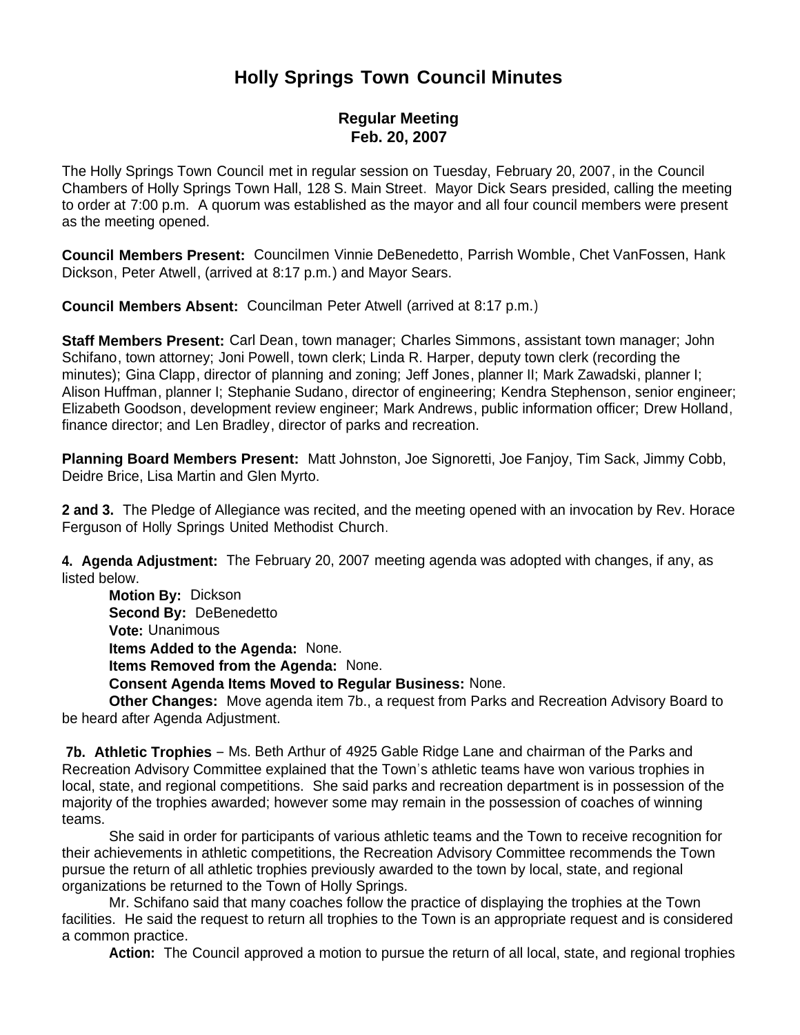# Holly Springs Town Council Minutes

## Regular Meeting
## Feb. 20, 2007

The Holly Springs Town Council met in regular session on Tuesday, February 20, 2007, in the Council Chambers of Holly Springs Town Hall, 128 S. Main Street. Mayor Dick Sears presided, calling the meeting to order at 7:00 p.m. A quorum was established as the mayor and all four council members were present as the meeting opened.

**Council Members Present:** Councilmen Vinnie DeBenedetto, Parrish Womble, Chet VanFossen, Hank Dickson, Peter Atwell, (arrived at 8:17 p.m.) and Mayor Sears.

**Council Members Absent:** Councilman Peter Atwell (arrived at 8:17 p.m.)

**Staff Members Present:** Carl Dean, town manager; Charles Simmons, assistant town manager; John Schifano, town attorney; Joni Powell, town clerk; Linda R. Harper, deputy town clerk (recording the minutes); Gina Clapp, director of planning and zoning; Jeff Jones, planner II; Mark Zawadski, planner I; Alison Huffman, planner I; Stephanie Sudano, director of engineering; Kendra Stephenson, senior engineer; Elizabeth Goodson, development review engineer; Mark Andrews, public information officer; Drew Holland, finance director; and Len Bradley, director of parks and recreation.

**Planning Board Members Present:** Matt Johnston, Joe Signoretti, Joe Fanjoy, Tim Sack, Jimmy Cobb, Deidre Brice, Lisa Martin and Glen Myrto.

**2 and 3.** The Pledge of Allegiance was recited, and the meeting opened with an invocation by Rev. Horace Ferguson of Holly Springs United Methodist Church.

**4. Agenda Adjustment:** The February 20, 2007 meeting agenda was adopted with changes, if any, as listed below.

**Motion By:** Dickson
**Second By:** DeBenedetto
**Vote:** Unanimous
**Items Added to the Agenda:** None.
**Items Removed from the Agenda:** None.
**Consent Agenda Items Moved to Regular Business:** None.
**Other Changes:** Move agenda item 7b., a request from Parks and Recreation Advisory Board to be heard after Agenda Adjustment.

**7b. Athletic Trophies** – Ms. Beth Arthur of 4925 Gable Ridge Lane and chairman of the Parks and Recreation Advisory Committee explained that the Town's athletic teams have won various trophies in local, state, and regional competitions. She said parks and recreation department is in possession of the majority of the trophies awarded; however some may remain in the possession of coaches of winning teams.

She said in order for participants of various athletic teams and the Town to receive recognition for their achievements in athletic competitions, the Recreation Advisory Committee recommends the Town pursue the return of all athletic trophies previously awarded to the town by local, state, and regional organizations be returned to the Town of Holly Springs.

Mr. Schifano said that many coaches follow the practice of displaying the trophies at the Town facilities. He said the request to return all trophies to the Town is an appropriate request and is considered a common practice.

**Action:** The Council approved a motion to pursue the return of all local, state, and regional trophies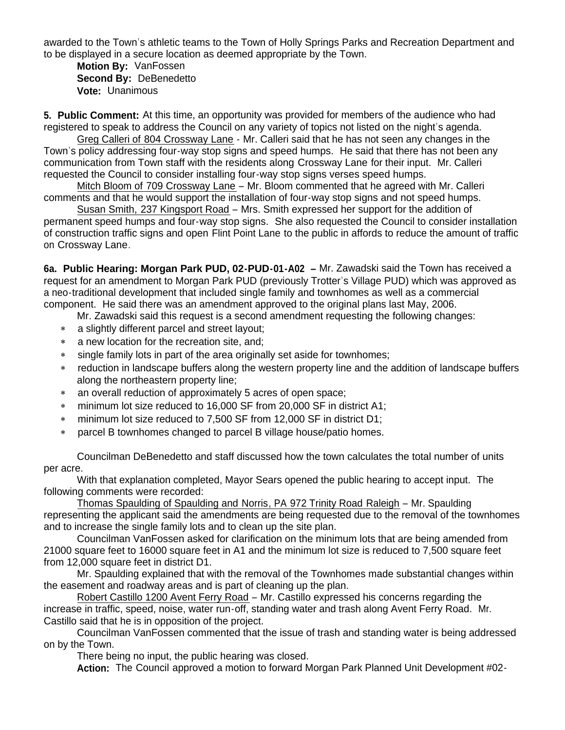awarded to the Town's athletic teams to the Town of Holly Springs Parks and Recreation Department and to be displayed in a secure location as deemed appropriate by the Town.

**Motion By:** VanFossen
**Second By:** DeBenedetto
**Vote:** Unanimous

**5. Public Comment:** At this time, an opportunity was provided for members of the audience who had registered to speak to address the Council on any variety of topics not listed on the night's agenda.

Greg Calleri of 804 Crossway Lane - Mr. Calleri said that he has not seen any changes in the Town's policy addressing four-way stop signs and speed humps. He said that there has not been any communication from Town staff with the residents along Crossway Lane for their input. Mr. Calleri requested the Council to consider installing four-way stop signs verses speed humps.

Mitch Bloom of 709 Crossway Lane – Mr. Bloom commented that he agreed with Mr. Calleri comments and that he would support the installation of four-way stop signs and not speed humps.

Susan Smith, 237 Kingsport Road – Mrs. Smith expressed her support for the addition of permanent speed humps and four-way stop signs. She also requested the Council to consider installation of construction traffic signs and open Flint Point Lane to the public in affords to reduce the amount of traffic on Crossway Lane.

**6a. Public Hearing: Morgan Park PUD, 02-PUD-01-A02 –** Mr. Zawadski said the Town has received a request for an amendment to Morgan Park PUD (previously Trotter's Village PUD) which was approved as a neo-traditional development that included single family and townhomes as well as a commercial component. He said there was an amendment approved to the original plans last May, 2006.

Mr. Zawadski said this request is a second amendment requesting the following changes:

- a slightly different parcel and street layout;
- a new location for the recreation site, and;
- single family lots in part of the area originally set aside for townhomes;
- reduction in landscape buffers along the western property line and the addition of landscape buffers along the northeastern property line;
- an overall reduction of approximately 5 acres of open space;
- minimum lot size reduced to 16,000 SF from 20,000 SF in district A1;
- minimum lot size reduced to 7,500 SF from 12,000 SF in district D1;
- parcel B townhomes changed to parcel B village house/patio homes.

Councilman DeBenedetto and staff discussed how the town calculates the total number of units per acre.

With that explanation completed, Mayor Sears opened the public hearing to accept input. The following comments were recorded:

Thomas Spaulding of Spaulding and Norris, PA 972 Trinity Road Raleigh – Mr. Spaulding representing the applicant said the amendments are being requested due to the removal of the townhomes and to increase the single family lots and to clean up the site plan.

Councilman VanFossen asked for clarification on the minimum lots that are being amended from 21000 square feet to 16000 square feet in A1 and the minimum lot size is reduced to 7,500 square feet from 12,000 square feet in district D1.

Mr. Spaulding explained that with the removal of the Townhomes made substantial changes within the easement and roadway areas and is part of cleaning up the plan.

Robert Castillo 1200 Avent Ferry Road – Mr. Castillo expressed his concerns regarding the increase in traffic, speed, noise, water run-off, standing water and trash along Avent Ferry Road. Mr. Castillo said that he is in opposition of the project.

Councilman VanFossen commented that the issue of trash and standing water is being addressed on by the Town.

There being no input, the public hearing was closed.

**Action:** The Council approved a motion to forward Morgan Park Planned Unit Development #02-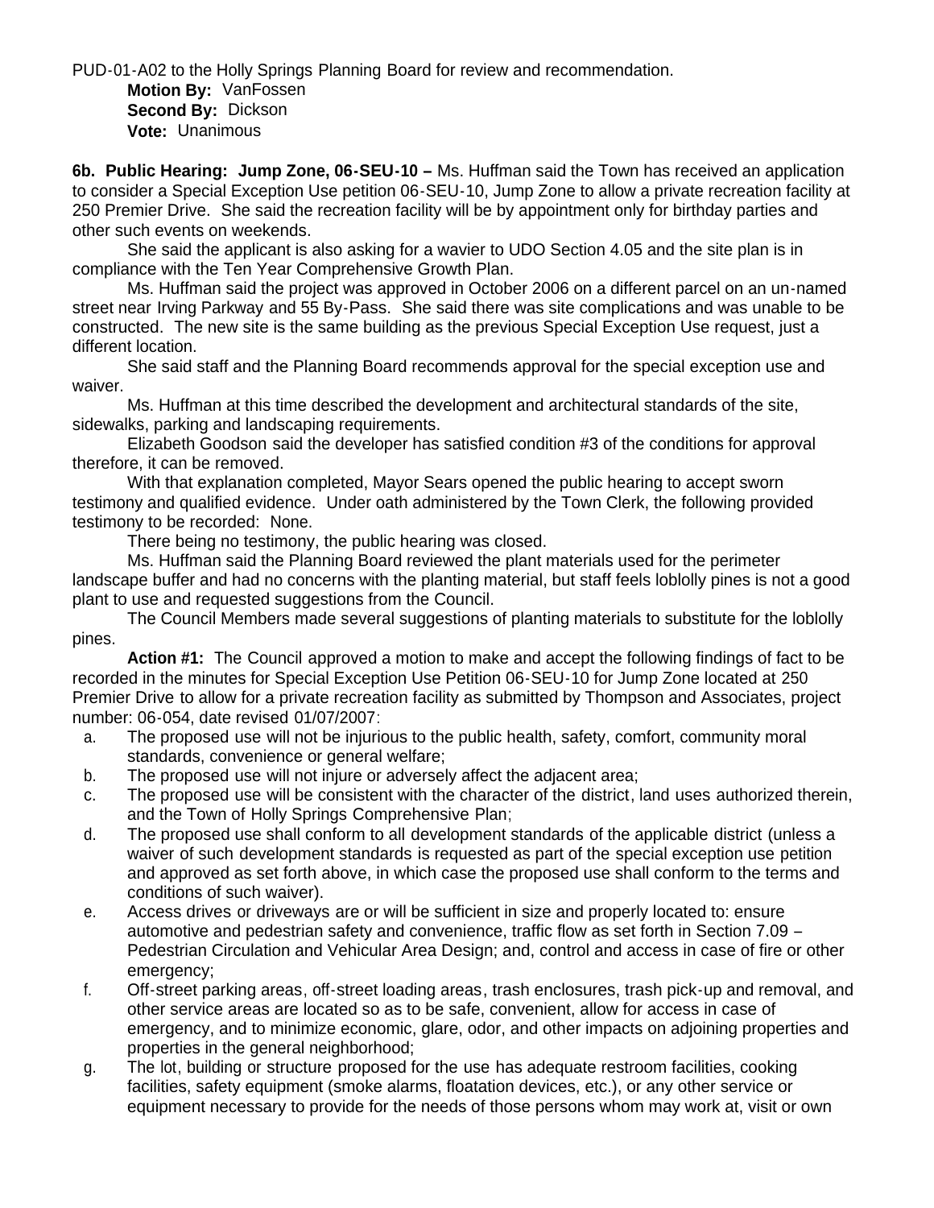PUD-01-A02 to the Holly Springs Planning Board for review and recommendation.

**Motion By:** VanFossen
**Second By:** Dickson
**Vote:** Unanimous

**6b. Public Hearing: Jump Zone, 06-SEU-10 –** Ms. Huffman said the Town has received an application to consider a Special Exception Use petition 06-SEU-10, Jump Zone to allow a private recreation facility at 250 Premier Drive. She said the recreation facility will be by appointment only for birthday parties and other such events on weekends.

She said the applicant is also asking for a wavier to UDO Section 4.05 and the site plan is in compliance with the Ten Year Comprehensive Growth Plan.

Ms. Huffman said the project was approved in October 2006 on a different parcel on an un-named street near Irving Parkway and 55 By-Pass. She said there was site complications and was unable to be constructed. The new site is the same building as the previous Special Exception Use request, just a different location.

She said staff and the Planning Board recommends approval for the special exception use and waiver.

Ms. Huffman at this time described the development and architectural standards of the site, sidewalks, parking and landscaping requirements.

Elizabeth Goodson said the developer has satisfied condition #3 of the conditions for approval therefore, it can be removed.

With that explanation completed, Mayor Sears opened the public hearing to accept sworn testimony and qualified evidence. Under oath administered by the Town Clerk, the following provided testimony to be recorded: None.

There being no testimony, the public hearing was closed.

Ms. Huffman said the Planning Board reviewed the plant materials used for the perimeter landscape buffer and had no concerns with the planting material, but staff feels loblolly pines is not a good plant to use and requested suggestions from the Council.

The Council Members made several suggestions of planting materials to substitute for the loblolly pines.

**Action #1:** The Council approved a motion to make and accept the following findings of fact to be recorded in the minutes for Special Exception Use Petition 06-SEU-10 for Jump Zone located at 250 Premier Drive to allow for a private recreation facility as submitted by Thompson and Associates, project number: 06-054, date revised 01/07/2007:

a. The proposed use will not be injurious to the public health, safety, comfort, community moral standards, convenience or general welfare;
b. The proposed use will not injure or adversely affect the adjacent area;
c. The proposed use will be consistent with the character of the district, land uses authorized therein, and the Town of Holly Springs Comprehensive Plan;
d. The proposed use shall conform to all development standards of the applicable district (unless a waiver of such development standards is requested as part of the special exception use petition and approved as set forth above, in which case the proposed use shall conform to the terms and conditions of such waiver).
e. Access drives or driveways are or will be sufficient in size and properly located to: ensure automotive and pedestrian safety and convenience, traffic flow as set forth in Section 7.09 – Pedestrian Circulation and Vehicular Area Design; and, control and access in case of fire or other emergency;
f. Off-street parking areas, off-street loading areas, trash enclosures, trash pick-up and removal, and other service areas are located so as to be safe, convenient, allow for access in case of emergency, and to minimize economic, glare, odor, and other impacts on adjoining properties and properties in the general neighborhood;
g. The lot, building or structure proposed for the use has adequate restroom facilities, cooking facilities, safety equipment (smoke alarms, floatation devices, etc.), or any other service or equipment necessary to provide for the needs of those persons whom may work at, visit or own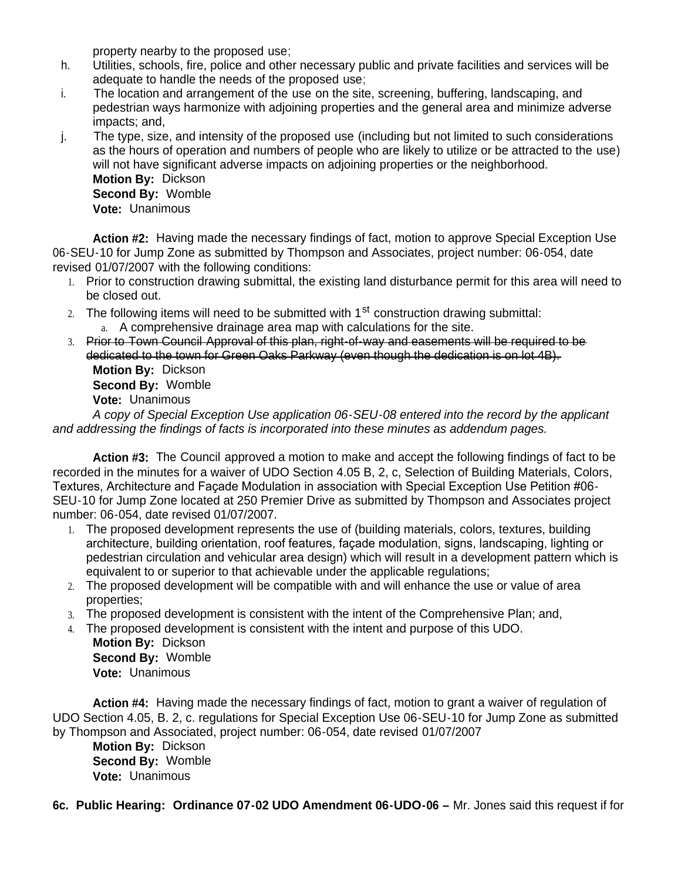property nearby to the proposed use;

h. Utilities, schools, fire, police and other necessary public and private facilities and services will be adequate to handle the needs of the proposed use;

i. The location and arrangement of the use on the site, screening, buffering, landscaping, and pedestrian ways harmonize with adjoining properties and the general area and minimize adverse impacts; and,

j. The type, size, and intensity of the proposed use (including but not limited to such considerations as the hours of operation and numbers of people who are likely to utilize or be attracted to the use) will not have significant adverse impacts on adjoining properties or the neighborhood.

**Motion By:** Dickson
**Second By:** Womble
**Vote:** Unanimous

**Action #2:** Having made the necessary findings of fact, motion to approve Special Exception Use 06-SEU-10 for Jump Zone as submitted by Thompson and Associates, project number: 06-054, date revised 01/07/2007 with the following conditions:

1. Prior to construction drawing submittal, the existing land disturbance permit for this area will need to be closed out.
2. The following items will need to be submitted with 1st construction drawing submittal:
   a. A comprehensive drainage area map with calculations for the site.
3. ~~Prior to Town Council Approval of this plan, right-of-way and easements will be required to be dedicated to the town for Green Oaks Parkway (even though the dedication is on lot 4B).~~

**Motion By:** Dickson
**Second By:** Womble
**Vote:** Unanimous

*A copy of Special Exception Use application 06-SEU-08 entered into the record by the applicant and addressing the findings of facts is incorporated into these minutes as addendum pages.*

**Action #3:** The Council approved a motion to make and accept the following findings of fact to be recorded in the minutes for a waiver of UDO Section 4.05 B, 2, c, Selection of Building Materials, Colors, Textures, Architecture and Façade Modulation in association with Special Exception Use Petition #06-SEU-10 for Jump Zone located at 250 Premier Drive as submitted by Thompson and Associates project number: 06-054, date revised 01/07/2007.

1. The proposed development represents the use of (building materials, colors, textures, building architecture, building orientation, roof features, façade modulation, signs, landscaping, lighting or pedestrian circulation and vehicular area design) which will result in a development pattern which is equivalent to or superior to that achievable under the applicable regulations;
2. The proposed development will be compatible with and will enhance the use or value of area properties;
3. The proposed development is consistent with the intent of the Comprehensive Plan; and,
4. The proposed development is consistent with the intent and purpose of this UDO.

**Motion By:** Dickson
**Second By:** Womble
**Vote:** Unanimous

**Action #4:** Having made the necessary findings of fact, motion to grant a waiver of regulation of UDO Section 4.05, B. 2, c. regulations for Special Exception Use 06-SEU-10 for Jump Zone as submitted by Thompson and Associated, project number: 06-054, date revised 01/07/2007

**Motion By:** Dickson
**Second By:** Womble
**Vote:** Unanimous

**6c. Public Hearing: Ordinance 07-02 UDO Amendment 06-UDO-06 –** Mr. Jones said this request if for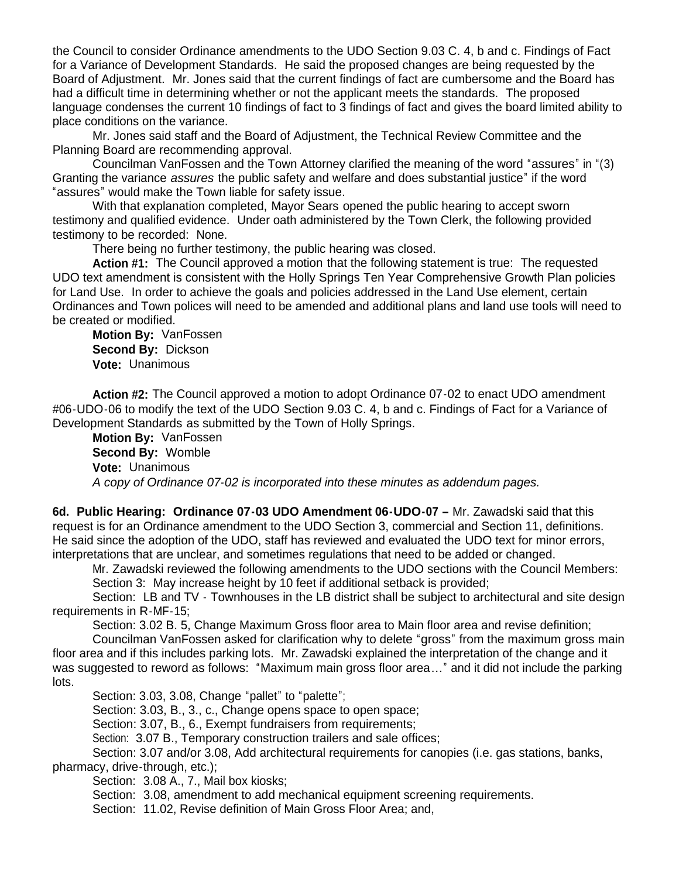the Council to consider Ordinance amendments to the UDO Section 9.03 C. 4, b and c. Findings of Fact for a Variance of Development Standards. He said the proposed changes are being requested by the Board of Adjustment. Mr. Jones said that the current findings of fact are cumbersome and the Board has had a difficult time in determining whether or not the applicant meets the standards. The proposed language condenses the current 10 findings of fact to 3 findings of fact and gives the board limited ability to place conditions on the variance.

Mr. Jones said staff and the Board of Adjustment, the Technical Review Committee and the Planning Board are recommending approval.

Councilman VanFossen and the Town Attorney clarified the meaning of the word "assures" in "(3) Granting the variance *assures* the public safety and welfare and does substantial justice" if the word "assures" would make the Town liable for safety issue.

With that explanation completed, Mayor Sears opened the public hearing to accept sworn testimony and qualified evidence. Under oath administered by the Town Clerk, the following provided testimony to be recorded: None.

There being no further testimony, the public hearing was closed.

**Action #1:** The Council approved a motion that the following statement is true: The requested UDO text amendment is consistent with the Holly Springs Ten Year Comprehensive Growth Plan policies for Land Use. In order to achieve the goals and policies addressed in the Land Use element, certain Ordinances and Town polices will need to be amended and additional plans and land use tools will need to be created or modified.

**Motion By:** VanFossen
**Second By:** Dickson
**Vote:** Unanimous

**Action #2:** The Council approved a motion to adopt Ordinance 07-02 to enact UDO amendment #06-UDO-06 to modify the text of the UDO Section 9.03 C. 4, b and c. Findings of Fact for a Variance of Development Standards as submitted by the Town of Holly Springs.

**Motion By:** VanFossen
**Second By:** Womble
**Vote:** Unanimous
*A copy of Ordinance 07-02 is incorporated into these minutes as addendum pages.*

**6d. Public Hearing: Ordinance 07-03 UDO Amendment 06-UDO-07 –** Mr. Zawadski said that this request is for an Ordinance amendment to the UDO Section 3, commercial and Section 11, definitions. He said since the adoption of the UDO, staff has reviewed and evaluated the UDO text for minor errors, interpretations that are unclear, and sometimes regulations that need to be added or changed.

Mr. Zawadski reviewed the following amendments to the UDO sections with the Council Members:

Section 3: May increase height by 10 feet if additional setback is provided;

Section: LB and TV - Townhouses in the LB district shall be subject to architectural and site design requirements in R-MF-15;

Section: 3.02 B. 5, Change Maximum Gross floor area to Main floor area and revise definition;

Councilman VanFossen asked for clarification why to delete "gross" from the maximum gross main floor area and if this includes parking lots. Mr. Zawadski explained the interpretation of the change and it was suggested to reword as follows: "Maximum main gross floor area…" and it did not include the parking lots.

Section: 3.03, 3.08, Change "pallet" to "palette";

Section: 3.03, B., 3., c., Change opens space to open space;

Section: 3.07, B., 6., Exempt fundraisers from requirements;

Section: 3.07 B., Temporary construction trailers and sale offices;

Section: 3.07 and/or 3.08, Add architectural requirements for canopies (i.e. gas stations, banks, pharmacy, drive-through, etc.);

Section: 3.08 A., 7., Mail box kiosks;

Section: 3.08, amendment to add mechanical equipment screening requirements.

Section: 11.02, Revise definition of Main Gross Floor Area; and,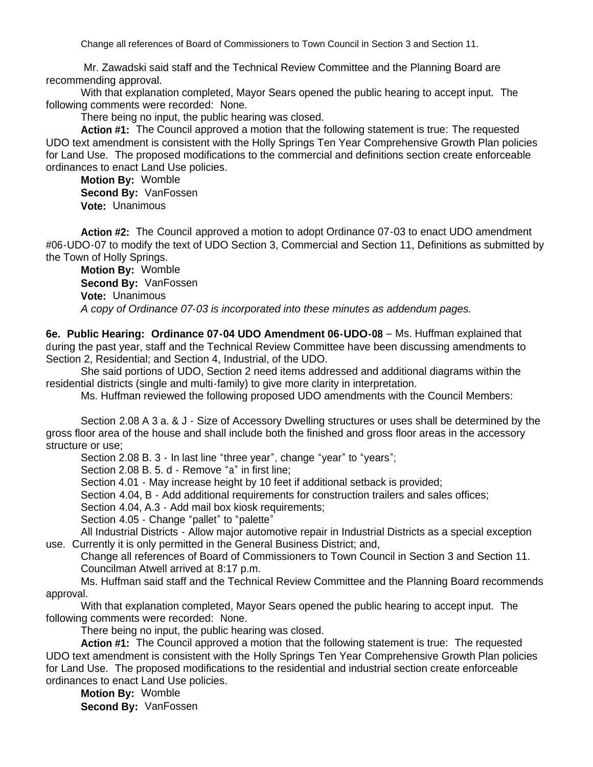Change all references of Board of Commissioners to Town Council in Section 3 and Section 11.

Mr. Zawadski said staff and the Technical Review Committee and the Planning Board are recommending approval.

With that explanation completed, Mayor Sears opened the public hearing to accept input. The following comments were recorded: None.

There being no input, the public hearing was closed.

**Action #1:** The Council approved a motion that the following statement is true: The requested UDO text amendment is consistent with the Holly Springs Ten Year Comprehensive Growth Plan policies for Land Use. The proposed modifications to the commercial and definitions section create enforceable ordinances to enact Land Use policies.

**Motion By:** Womble
**Second By:** VanFossen
**Vote:** Unanimous

**Action #2:** The Council approved a motion to adopt Ordinance 07-03 to enact UDO amendment #06-UDO-07 to modify the text of UDO Section 3, Commercial and Section 11, Definitions as submitted by the Town of Holly Springs.

**Motion By:** Womble
**Second By:** VanFossen
**Vote:** Unanimous

*A copy of Ordinance 07-03 is incorporated into these minutes as addendum pages.*

**6e. Public Hearing: Ordinance 07-04 UDO Amendment 06-UDO-08** – Ms. Huffman explained that during the past year, staff and the Technical Review Committee have been discussing amendments to Section 2, Residential; and Section 4, Industrial, of the UDO.

She said portions of UDO, Section 2 need items addressed and additional diagrams within the residential districts (single and multi-family) to give more clarity in interpretation.

Ms. Huffman reviewed the following proposed UDO amendments with the Council Members:

Section 2.08 A 3 a. & J - Size of Accessory Dwelling structures or uses shall be determined by the gross floor area of the house and shall include both the finished and gross floor areas in the accessory structure or use;

Section 2.08 B. 3 - In last line "three year", change "year" to "years";

Section 2.08 B. 5. d - Remove "a" in first line;

Section 4.01 - May increase height by 10 feet if additional setback is provided;

Section 4.04, B - Add additional requirements for construction trailers and sales offices;

Section 4.04, A.3 - Add mail box kiosk requirements;

Section 4.05 - Change "pallet" to "palette"

All Industrial Districts - Allow major automotive repair in Industrial Districts as a special exception use. Currently it is only permitted in the General Business District; and,

Change all references of Board of Commissioners to Town Council in Section 3 and Section 11.

Councilman Atwell arrived at 8:17 p.m.

Ms. Huffman said staff and the Technical Review Committee and the Planning Board recommends approval.

With that explanation completed, Mayor Sears opened the public hearing to accept input. The following comments were recorded: None.

There being no input, the public hearing was closed.

**Action #1:** The Council approved a motion that the following statement is true: The requested UDO text amendment is consistent with the Holly Springs Ten Year Comprehensive Growth Plan policies for Land Use. The proposed modifications to the residential and industrial section create enforceable ordinances to enact Land Use policies.

**Motion By:** Womble
**Second By:** VanFossen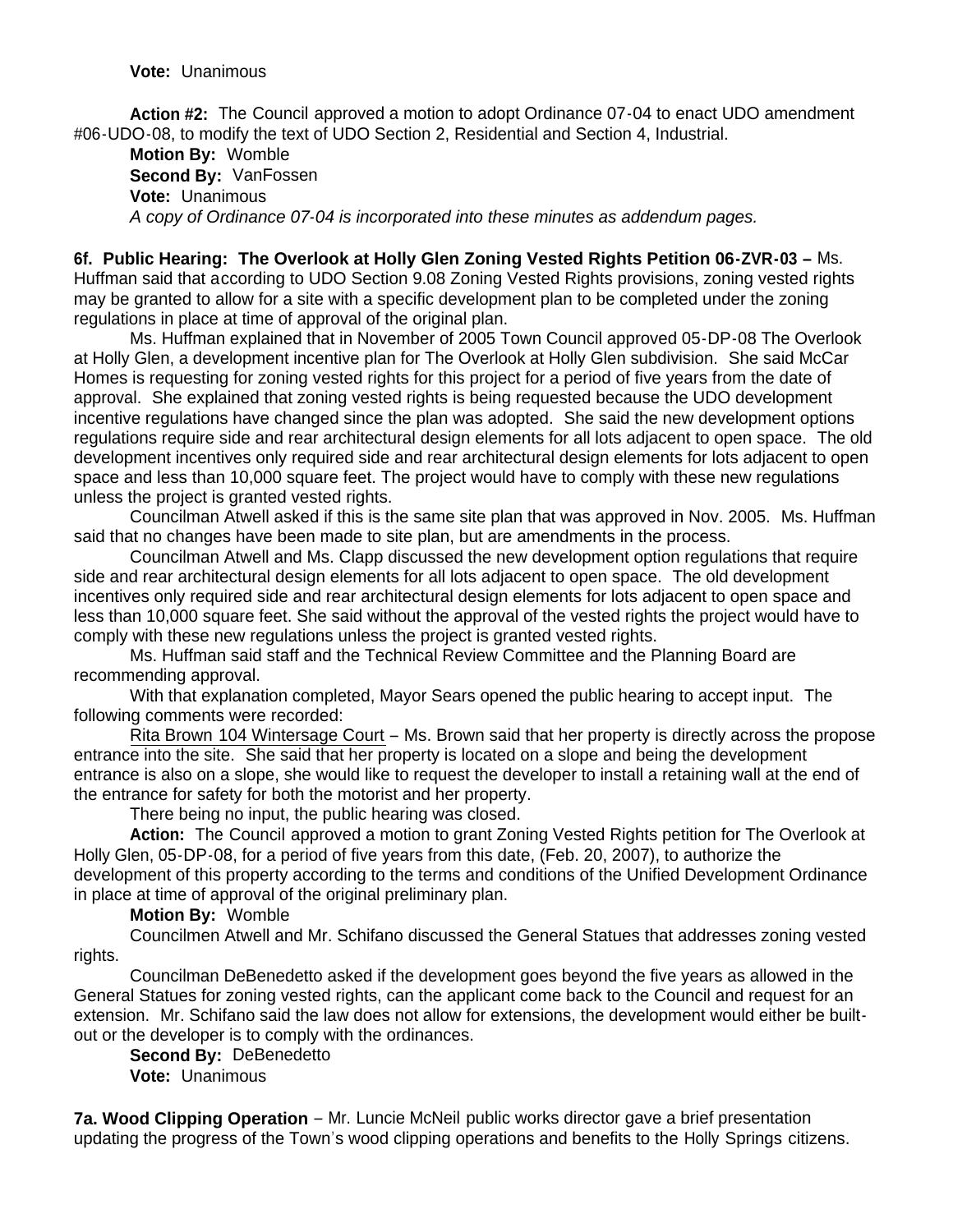**Vote:** Unanimous

**Action #2:** The Council approved a motion to adopt Ordinance 07-04 to enact UDO amendment #06-UDO-08, to modify the text of UDO Section 2, Residential and Section 4, Industrial.

**Motion By:** Womble
**Second By:** VanFossen
**Vote:** Unanimous
*A copy of Ordinance 07-04 is incorporated into these minutes as addendum pages.*

**6f. Public Hearing: The Overlook at Holly Glen Zoning Vested Rights Petition 06-ZVR-03 –** Ms. Huffman said that according to UDO Section 9.08 Zoning Vested Rights provisions, zoning vested rights may be granted to allow for a site with a specific development plan to be completed under the zoning regulations in place at time of approval of the original plan.

Ms. Huffman explained that in November of 2005 Town Council approved 05-DP-08 The Overlook at Holly Glen, a development incentive plan for The Overlook at Holly Glen subdivision. She said McCar Homes is requesting for zoning vested rights for this project for a period of five years from the date of approval. She explained that zoning vested rights is being requested because the UDO development incentive regulations have changed since the plan was adopted. She said the new development options regulations require side and rear architectural design elements for all lots adjacent to open space. The old development incentives only required side and rear architectural design elements for lots adjacent to open space and less than 10,000 square feet. The project would have to comply with these new regulations unless the project is granted vested rights.

Councilman Atwell asked if this is the same site plan that was approved in Nov. 2005. Ms. Huffman said that no changes have been made to site plan, but are amendments in the process.

Councilman Atwell and Ms. Clapp discussed the new development option regulations that require side and rear architectural design elements for all lots adjacent to open space. The old development incentives only required side and rear architectural design elements for lots adjacent to open space and less than 10,000 square feet. She said without the approval of the vested rights the project would have to comply with these new regulations unless the project is granted vested rights.

Ms. Huffman said staff and the Technical Review Committee and the Planning Board are recommending approval.

With that explanation completed, Mayor Sears opened the public hearing to accept input. The following comments were recorded:

Rita Brown 104 Wintersage Court – Ms. Brown said that her property is directly across the propose entrance into the site. She said that her property is located on a slope and being the development entrance is also on a slope, she would like to request the developer to install a retaining wall at the end of the entrance for safety for both the motorist and her property.

There being no input, the public hearing was closed.

**Action:** The Council approved a motion to grant Zoning Vested Rights petition for The Overlook at Holly Glen, 05-DP-08, for a period of five years from this date, (Feb. 20, 2007), to authorize the development of this property according to the terms and conditions of the Unified Development Ordinance in place at time of approval of the original preliminary plan.

**Motion By:** Womble

Councilmen Atwell and Mr. Schifano discussed the General Statues that addresses zoning vested rights.

Councilman DeBenedetto asked if the development goes beyond the five years as allowed in the General Statues for zoning vested rights, can the applicant come back to the Council and request for an extension. Mr. Schifano said the law does not allow for extensions, the development would either be built-out or the developer is to comply with the ordinances.

**Second By:** DeBenedetto
**Vote:** Unanimous

**7a. Wood Clipping Operation** – Mr. Luncie McNeil public works director gave a brief presentation updating the progress of the Town's wood clipping operations and benefits to the Holly Springs citizens.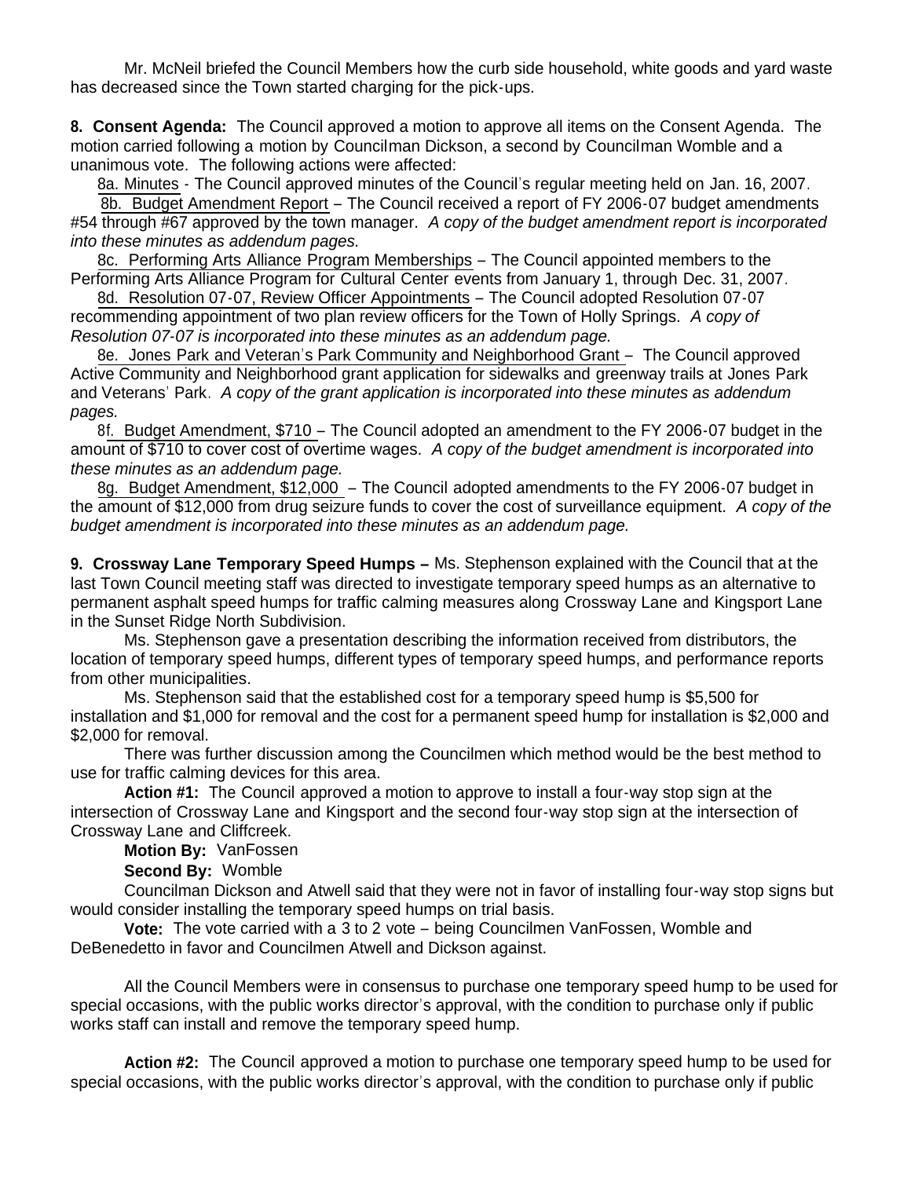Mr. McNeil briefed the Council Members how the curb side household, white goods and yard waste has decreased since the Town started charging for the pick-ups.

**8. Consent Agenda:** The Council approved a motion to approve all items on the Consent Agenda. The motion carried following a motion by Councilman Dickson, a second by Councilman Womble and a unanimous vote. The following actions were affected:

8a. Minutes - The Council approved minutes of the Council's regular meeting held on Jan. 16, 2007.

8b. Budget Amendment Report – The Council received a report of FY 2006-07 budget amendments #54 through #67 approved by the town manager. *A copy of the budget amendment report is incorporated into these minutes as addendum pages.*

8c. Performing Arts Alliance Program Memberships – The Council appointed members to the Performing Arts Alliance Program for Cultural Center events from January 1, through Dec. 31, 2007.

8d. Resolution 07-07, Review Officer Appointments – The Council adopted Resolution 07-07 recommending appointment of two plan review officers for the Town of Holly Springs. *A copy of Resolution 07-07 is incorporated into these minutes as an addendum page.*

8e. Jones Park and Veteran's Park Community and Neighborhood Grant – The Council approved Active Community and Neighborhood grant application for sidewalks and greenway trails at Jones Park and Veterans' Park. *A copy of the grant application is incorporated into these minutes as addendum pages.*

8f. Budget Amendment, $710 – The Council adopted an amendment to the FY 2006-07 budget in the amount of $710 to cover cost of overtime wages. *A copy of the budget amendment is incorporated into these minutes as an addendum page.*

8g. Budget Amendment, $12,000 – The Council adopted amendments to the FY 2006-07 budget in the amount of $12,000 from drug seizure funds to cover the cost of surveillance equipment. *A copy of the budget amendment is incorporated into these minutes as an addendum page.*

**9. Crossway Lane Temporary Speed Humps –** Ms. Stephenson explained with the Council that at the last Town Council meeting staff was directed to investigate temporary speed humps as an alternative to permanent asphalt speed humps for traffic calming measures along Crossway Lane and Kingsport Lane in the Sunset Ridge North Subdivision.

Ms. Stephenson gave a presentation describing the information received from distributors, the location of temporary speed humps, different types of temporary speed humps, and performance reports from other municipalities.

Ms. Stephenson said that the established cost for a temporary speed hump is $5,500 for installation and $1,000 for removal and the cost for a permanent speed hump for installation is $2,000 and $2,000 for removal.

There was further discussion among the Councilmen which method would be the best method to use for traffic calming devices for this area.

**Action #1:** The Council approved a motion to approve to install a four-way stop sign at the intersection of Crossway Lane and Kingsport and the second four-way stop sign at the intersection of Crossway Lane and Cliffcreek.

**Motion By:** VanFossen

**Second By:** Womble

Councilman Dickson and Atwell said that they were not in favor of installing four-way stop signs but would consider installing the temporary speed humps on trial basis.

**Vote:** The vote carried with a 3 to 2 vote – being Councilmen VanFossen, Womble and DeBenedetto in favor and Councilmen Atwell and Dickson against.

All the Council Members were in consensus to purchase one temporary speed hump to be used for special occasions, with the public works director's approval, with the condition to purchase only if public works staff can install and remove the temporary speed hump.

**Action #2:** The Council approved a motion to purchase one temporary speed hump to be used for special occasions, with the public works director's approval, with the condition to purchase only if public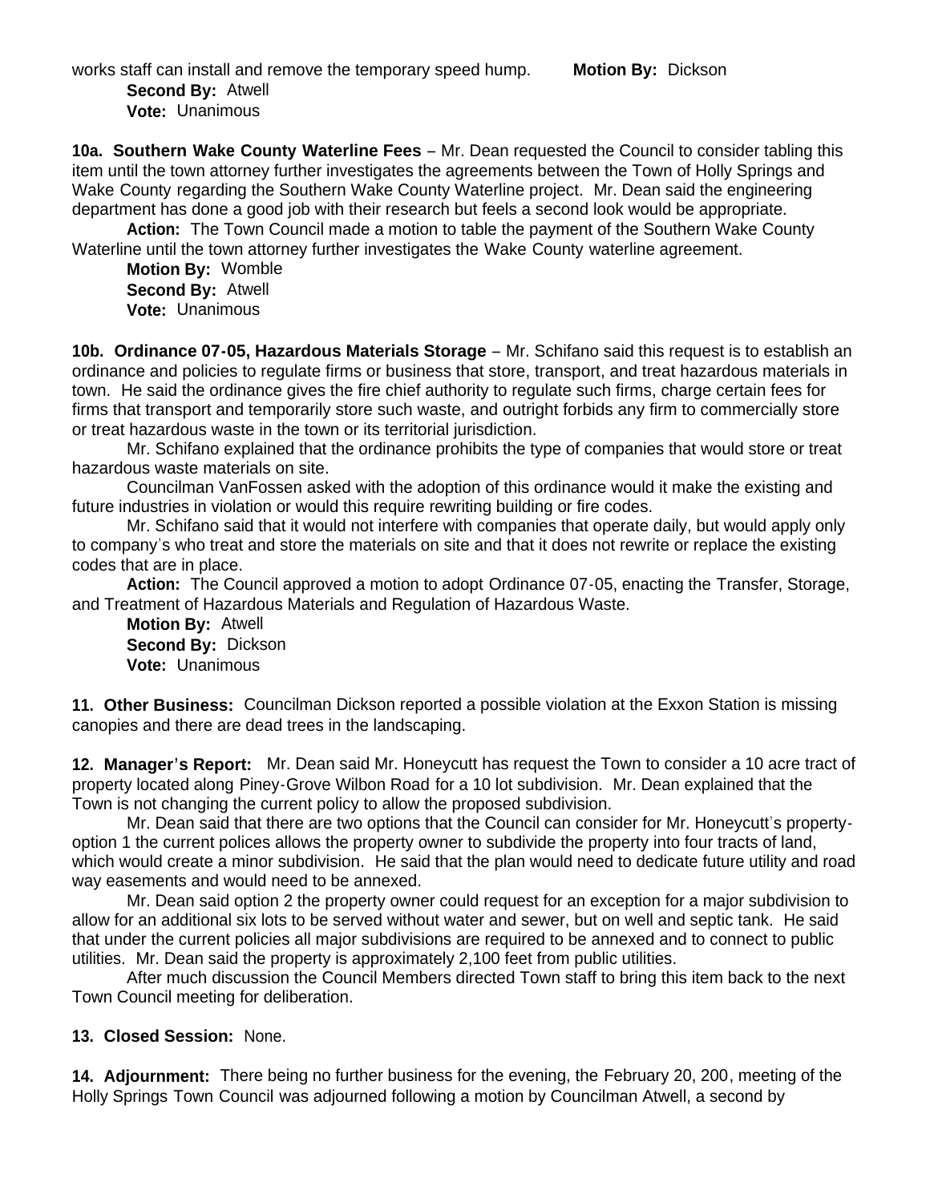works staff can install and remove the temporary speed hump. **Motion By:** Dickson
**Second By:** Atwell
**Vote:** Unanimous

**10a. Southern Wake County Waterline Fees** – Mr. Dean requested the Council to consider tabling this item until the town attorney further investigates the agreements between the Town of Holly Springs and Wake County regarding the Southern Wake County Waterline project. Mr. Dean said the engineering department has done a good job with their research but feels a second look would be appropriate.

**Action:** The Town Council made a motion to table the payment of the Southern Wake County Waterline until the town attorney further investigates the Wake County waterline agreement.
**Motion By:** Womble
**Second By:** Atwell
**Vote:** Unanimous

**10b. Ordinance 07-05, Hazardous Materials Storage** – Mr. Schifano said this request is to establish an ordinance and policies to regulate firms or business that store, transport, and treat hazardous materials in town. He said the ordinance gives the fire chief authority to regulate such firms, charge certain fees for firms that transport and temporarily store such waste, and outright forbids any firm to commercially store or treat hazardous waste in the town or its territorial jurisdiction.

Mr. Schifano explained that the ordinance prohibits the type of companies that would store or treat hazardous waste materials on site.

Councilman VanFossen asked with the adoption of this ordinance would it make the existing and future industries in violation or would this require rewriting building or fire codes.

Mr. Schifano said that it would not interfere with companies that operate daily, but would apply only to company's who treat and store the materials on site and that it does not rewrite or replace the existing codes that are in place.

**Action:** The Council approved a motion to adopt Ordinance 07-05, enacting the Transfer, Storage, and Treatment of Hazardous Materials and Regulation of Hazardous Waste.
**Motion By:** Atwell
**Second By:** Dickson
**Vote:** Unanimous

**11. Other Business:** Councilman Dickson reported a possible violation at the Exxon Station is missing canopies and there are dead trees in the landscaping.

**12. Manager's Report:** Mr. Dean said Mr. Honeycutt has request the Town to consider a 10 acre tract of property located along Piney-Grove Wilbon Road for a 10 lot subdivision. Mr. Dean explained that the Town is not changing the current policy to allow the proposed subdivision.

Mr. Dean said that there are two options that the Council can consider for Mr. Honeycutt's property-option 1 the current polices allows the property owner to subdivide the property into four tracts of land, which would create a minor subdivision. He said that the plan would need to dedicate future utility and road way easements and would need to be annexed.

Mr. Dean said option 2 the property owner could request for an exception for a major subdivision to allow for an additional six lots to be served without water and sewer, but on well and septic tank. He said that under the current policies all major subdivisions are required to be annexed and to connect to public utilities. Mr. Dean said the property is approximately 2,100 feet from public utilities.

After much discussion the Council Members directed Town staff to bring this item back to the next Town Council meeting for deliberation.

**13. Closed Session:** None.

**14. Adjournment:** There being no further business for the evening, the February 20, 200, meeting of the Holly Springs Town Council was adjourned following a motion by Councilman Atwell, a second by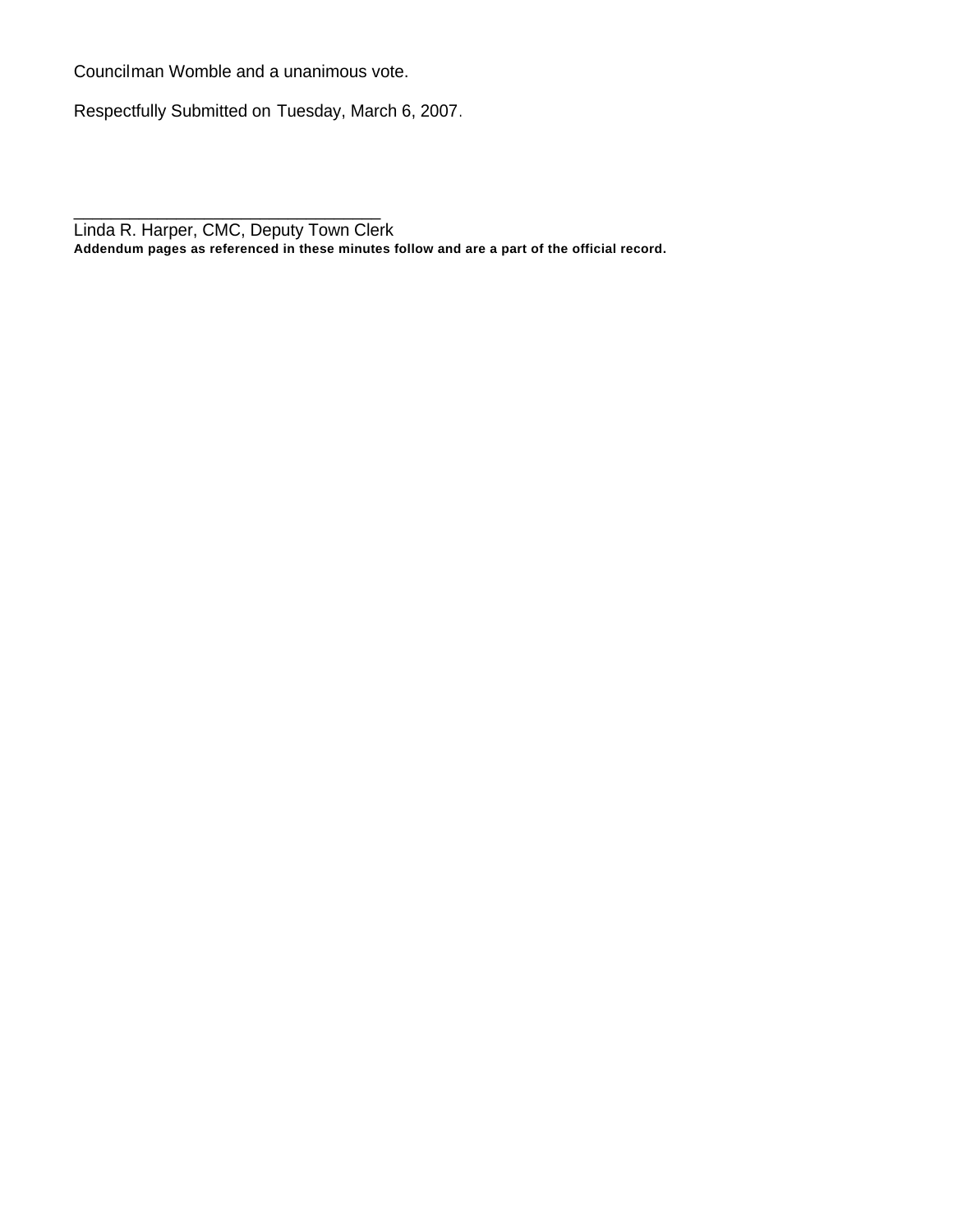Councilman Womble and a unanimous vote.

Respectfully Submitted on Tuesday, March 6, 2007.

\_\_\_\_\_\_\_\_\_\_\_\_\_\_\_\_\_\_\_\_\_\_\_\_\_\_\_\_\_\_\_\_\_

Linda R. Harper, CMC, Deputy Town Clerk

**Addendum pages as referenced in these minutes follow and are a part of the official record.**